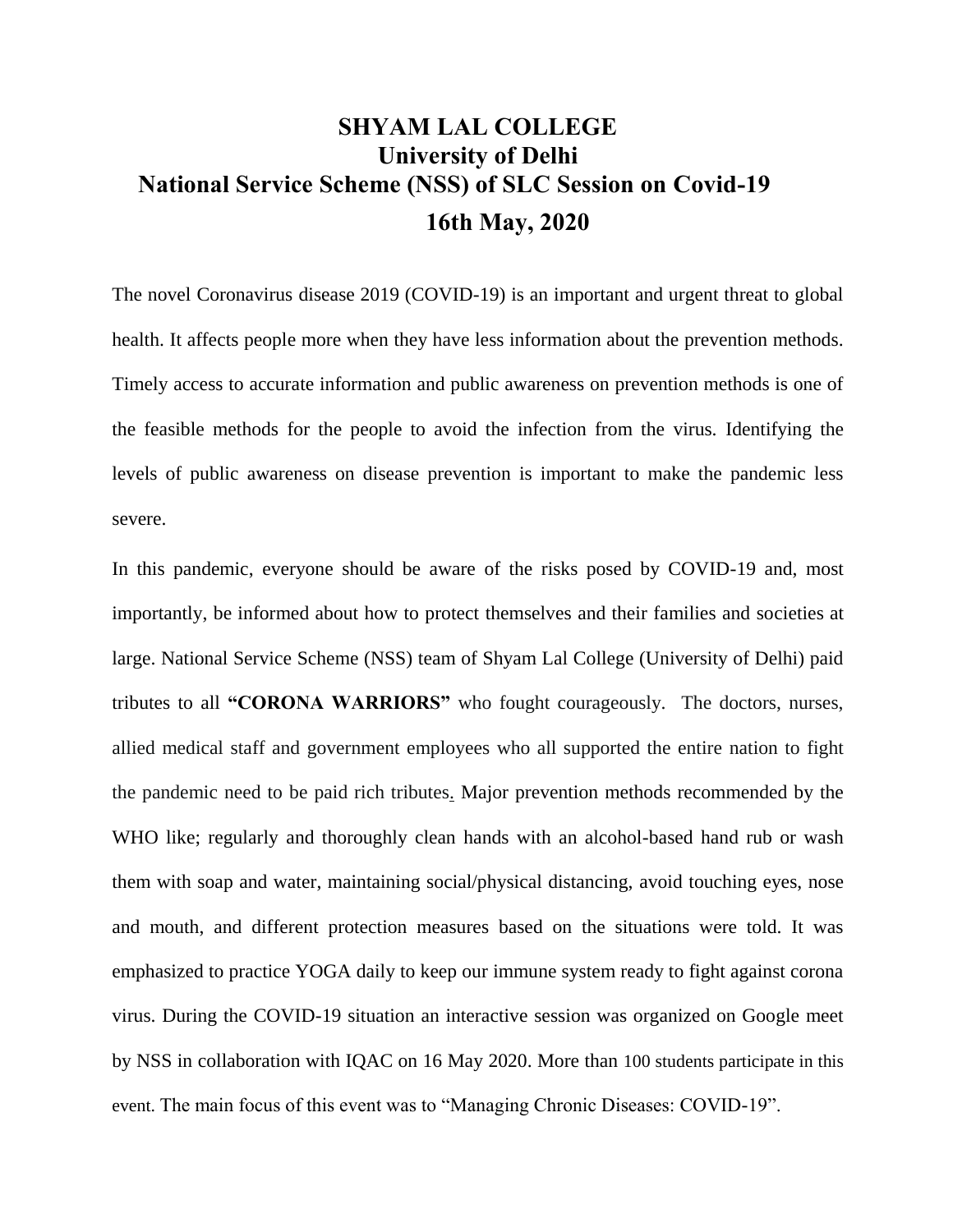# SHYAM LAL COLLEGE
## University of Delhi
## National Service Scheme (NSS) of SLC Session on Covid-19
## 16th May, 2020

The novel Coronavirus disease 2019 (COVID-19) is an important and urgent threat to global health. It affects people more when they have less information about the prevention methods. Timely access to accurate information and public awareness on prevention methods is one of the feasible methods for the people to avoid the infection from the virus. Identifying the levels of public awareness on disease prevention is important to make the pandemic less severe.

In this pandemic, everyone should be aware of the risks posed by COVID-19 and, most importantly, be informed about how to protect themselves and their families and societies at large. National Service Scheme (NSS) team of Shyam Lal College (University of Delhi) paid tributes to all **"CORONA WARRIORS"** who fought courageously. The doctors, nurses, allied medical staff and government employees who all supported the entire nation to fight the pandemic need to be paid rich tributes. Major prevention methods recommended by the WHO like; regularly and thoroughly clean hands with an alcohol-based hand rub or wash them with soap and water, maintaining social/physical distancing, avoid touching eyes, nose and mouth, and different protection measures based on the situations were told. It was emphasized to practice YOGA daily to keep our immune system ready to fight against corona virus. During the COVID-19 situation an interactive session was organized on Google meet by NSS in collaboration with IQAC on 16 May 2020. More than 100 students participate in this event. The main focus of this event was to "Managing Chronic Diseases: COVID-19".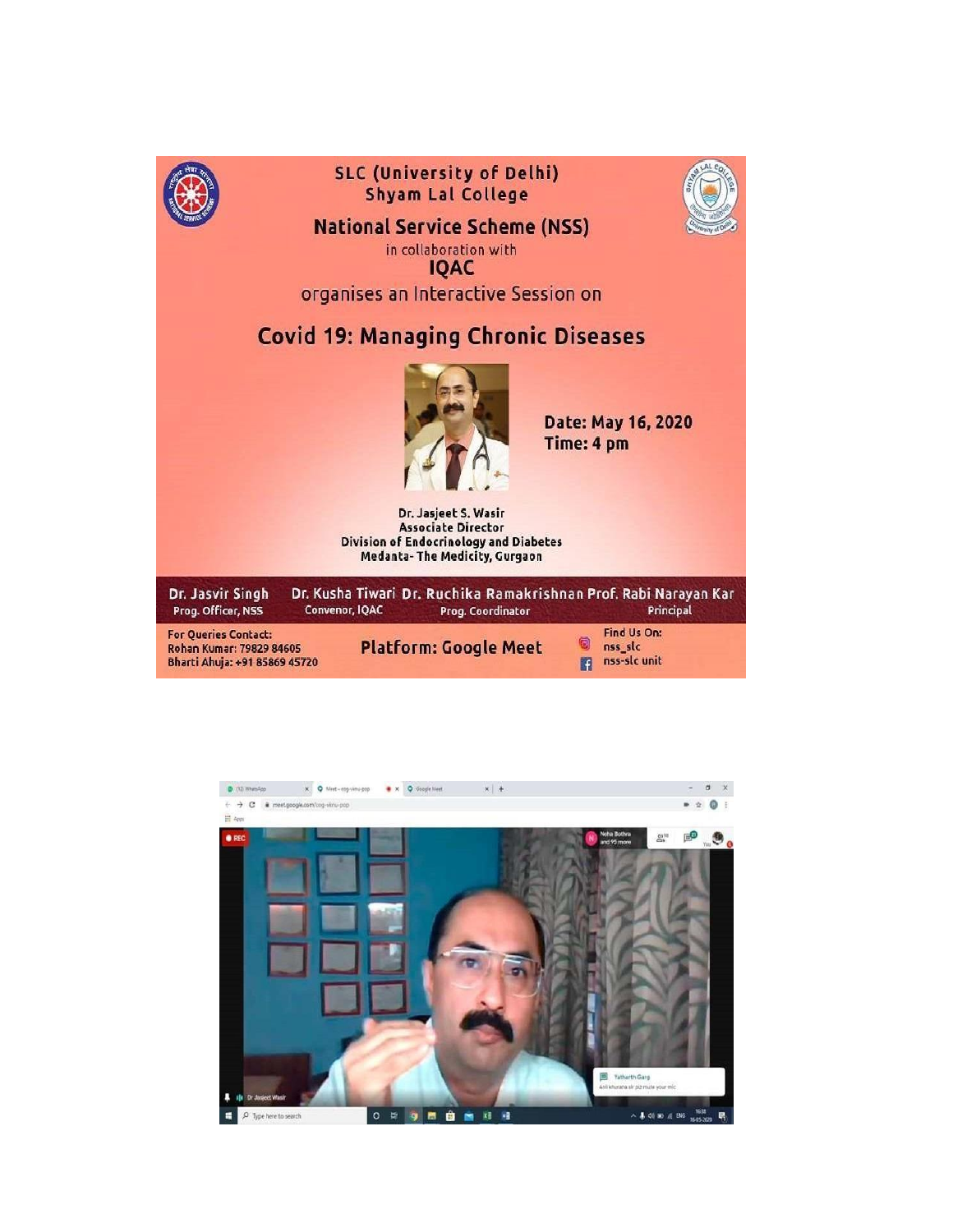SLC (University of Delhi)
Shyam Lal College

## National Service Scheme (NSS)

in collaboration with

**IQAC**

organises an Interactive Session on

# Covid 19: Managing Chronic Diseases

**Date: May 16, 2020**
**Time: 4 pm**

**Dr. Jasjeet S. Wasir**
**Associate Director**
**Division of Endocrinology and Diabetes**
**Medanta- The Medicity, Gurgaon**

| Dr. Jasvir Singh | Dr. Kusha Tiwari | Dr. Ruchika Ramakrishnan | Prof. Rabi Narayan Kar |
|---|---|---|---|
| Prog. Officer, NSS | Convenor, IQAC | Prog. Coordinator | Principal |

**For Queries Contact:**
Rohan Kumar: 79829 84605
Bharti Ahuja: +91 85869 45720

**Platform: Google Meet**

**Find Us On:**
nss_slc
nss-slc unit